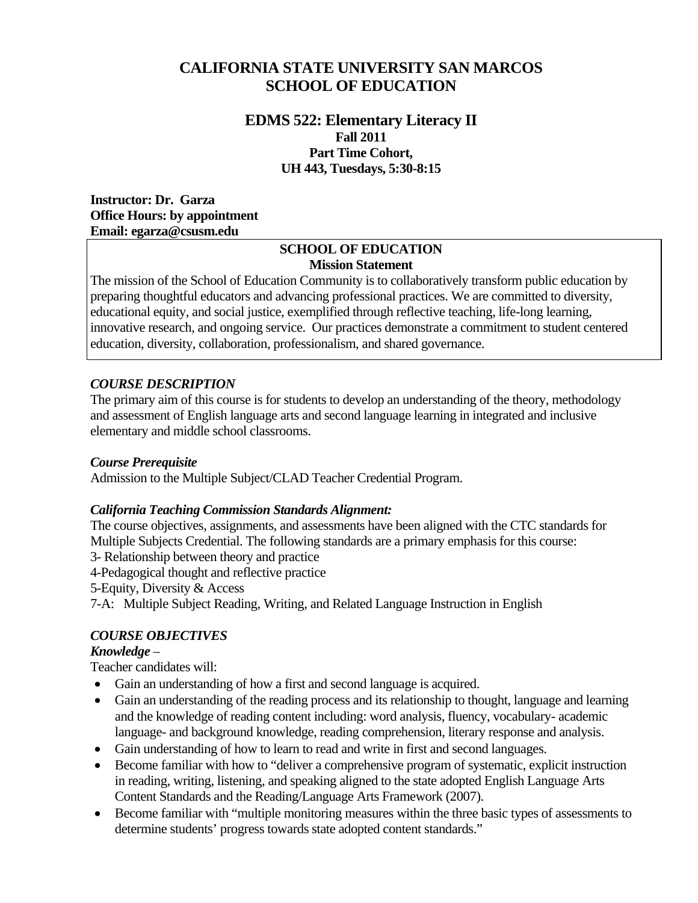# CALIFORNIA STATE UNIVERSITY SAN MARCOS
# SCHOOL OF EDUCATION

## EDMS 522: Elementary Literacy II

**Fall 2011**
**Part Time Cohort,**
**UH 443, Tuesdays, 5:30-8:15**

**Instructor: Dr. Garza**
**Office Hours: by appointment**
**Email: egarza@csusm.edu**

**SCHOOL OF EDUCATION**
**Mission Statement**

The mission of the School of Education Community is to collaboratively transform public education by preparing thoughtful educators and advancing professional practices. We are committed to diversity, educational equity, and social justice, exemplified through reflective teaching, life-long learning, innovative research, and ongoing service. Our practices demonstrate a commitment to student centered education, diversity, collaboration, professionalism, and shared governance.

### *COURSE DESCRIPTION*

The primary aim of this course is for students to develop an understanding of the theory, methodology and assessment of English language arts and second language learning in integrated and inclusive elementary and middle school classrooms.

### *Course Prerequisite*

Admission to the Multiple Subject/CLAD Teacher Credential Program.

### *California Teaching Commission Standards Alignment:*

The course objectives, assignments, and assessments have been aligned with the CTC standards for Multiple Subjects Credential. The following standards are a primary emphasis for this course:

3- Relationship between theory and practice
4-Pedagogical thought and reflective practice
5-Equity, Diversity & Access
7-A: Multiple Subject Reading, Writing, and Related Language Instruction in English

### *COURSE OBJECTIVES*

***Knowledge*** –

Teacher candidates will:

- Gain an understanding of how a first and second language is acquired.
- Gain an understanding of the reading process and its relationship to thought, language and learning and the knowledge of reading content including: word analysis, fluency, vocabulary- academic language- and background knowledge, reading comprehension, literary response and analysis.
- Gain understanding of how to learn to read and write in first and second languages.
- Become familiar with how to "deliver a comprehensive program of systematic, explicit instruction in reading, writing, listening, and speaking aligned to the state adopted English Language Arts Content Standards and the Reading/Language Arts Framework (2007).
- Become familiar with "multiple monitoring measures within the three basic types of assessments to determine students' progress towards state adopted content standards."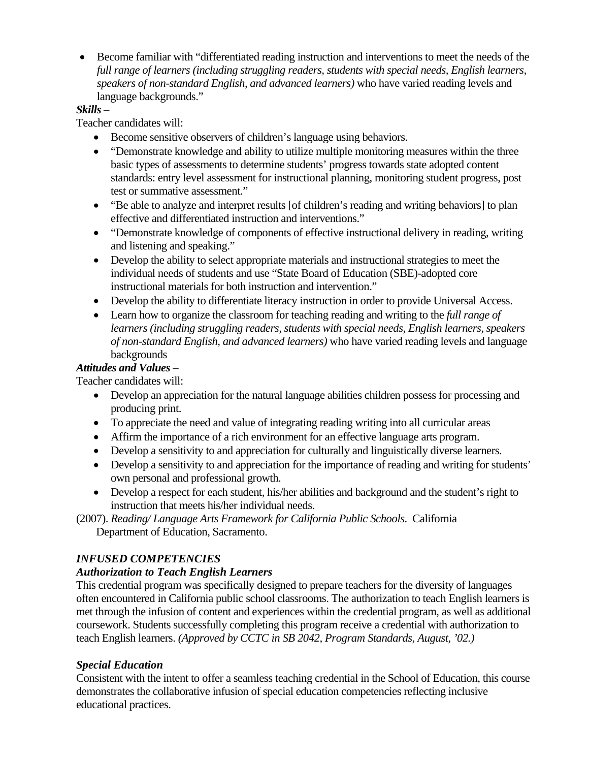- Become familiar with "differentiated reading instruction and interventions to meet the needs of the *full range of learners (including struggling readers, students with special needs, English learners, speakers of non-standard English, and advanced learners)* who have varied reading levels and language backgrounds."

***Skills*** –

Teacher candidates will:

- Become sensitive observers of children's language using behaviors.
- "Demonstrate knowledge and ability to utilize multiple monitoring measures within the three basic types of assessments to determine students' progress towards state adopted content standards: entry level assessment for instructional planning, monitoring student progress, post test or summative assessment."
- "Be able to analyze and interpret results [of children's reading and writing behaviors] to plan effective and differentiated instruction and interventions."
- "Demonstrate knowledge of components of effective instructional delivery in reading, writing and listening and speaking."
- Develop the ability to select appropriate materials and instructional strategies to meet the individual needs of students and use "State Board of Education (SBE)-adopted core instructional materials for both instruction and intervention."
- Develop the ability to differentiate literacy instruction in order to provide Universal Access.
- Learn how to organize the classroom for teaching reading and writing to the *full range of learners (including struggling readers, students with special needs, English learners, speakers of non-standard English, and advanced learners)* who have varied reading levels and language backgrounds

***Attitudes and Values*** –

Teacher candidates will:

- Develop an appreciation for the natural language abilities children possess for processing and producing print.
- To appreciate the need and value of integrating reading writing into all curricular areas
- Affirm the importance of a rich environment for an effective language arts program.
- Develop a sensitivity to and appreciation for culturally and linguistically diverse learners.
- Develop a sensitivity to and appreciation for the importance of reading and writing for students' own personal and professional growth.
- Develop a respect for each student, his/her abilities and background and the student's right to instruction that meets his/her individual needs.

(2007). *Reading/ Language Arts Framework for California Public Schools*. California Department of Education, Sacramento.

## *INFUSED COMPETENCIES*

### *Authorization to Teach English Learners*

This credential program was specifically designed to prepare teachers for the diversity of languages often encountered in California public school classrooms. The authorization to teach English learners is met through the infusion of content and experiences within the credential program, as well as additional coursework. Students successfully completing this program receive a credential with authorization to teach English learners. *(Approved by CCTC in SB 2042, Program Standards, August, '02.)*

### *Special Education*

Consistent with the intent to offer a seamless teaching credential in the School of Education, this course demonstrates the collaborative infusion of special education competencies reflecting inclusive educational practices.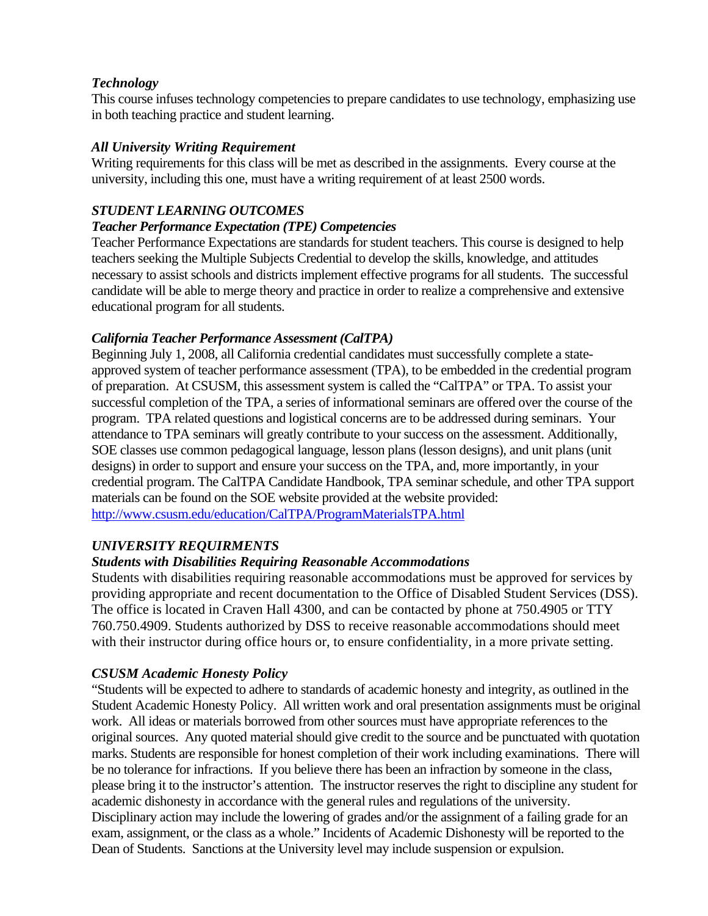### *Technology*

This course infuses technology competencies to prepare candidates to use technology, emphasizing use in both teaching practice and student learning.

### *All University Writing Requirement*

Writing requirements for this class will be met as described in the assignments. Every course at the university, including this one, must have a writing requirement of at least 2500 words.

## *STUDENT LEARNING OUTCOMES*

### *Teacher Performance Expectation (TPE) Competencies*

Teacher Performance Expectations are standards for student teachers. This course is designed to help teachers seeking the Multiple Subjects Credential to develop the skills, knowledge, and attitudes necessary to assist schools and districts implement effective programs for all students. The successful candidate will be able to merge theory and practice in order to realize a comprehensive and extensive educational program for all students.

### *California Teacher Performance Assessment (CalTPA)*

Beginning July 1, 2008, all California credential candidates must successfully complete a state-approved system of teacher performance assessment (TPA), to be embedded in the credential program of preparation. At CSUSM, this assessment system is called the "CalTPA" or TPA. To assist your successful completion of the TPA, a series of informational seminars are offered over the course of the program. TPA related questions and logistical concerns are to be addressed during seminars. Your attendance to TPA seminars will greatly contribute to your success on the assessment. Additionally, SOE classes use common pedagogical language, lesson plans (lesson designs), and unit plans (unit designs) in order to support and ensure your success on the TPA, and, more importantly, in your credential program. The CalTPA Candidate Handbook, TPA seminar schedule, and other TPA support materials can be found on the SOE website provided at the website provided: [http://www.csusm.edu/education/CalTPA/ProgramMaterialsTPA.html](http://www.csusm.edu/education/CalTPA/ProgramMaterialsTPA.html)

## *UNIVERSITY REQUIRMENTS*

### *Students with Disabilities Requiring Reasonable Accommodations*

Students with disabilities requiring reasonable accommodations must be approved for services by providing appropriate and recent documentation to the Office of Disabled Student Services (DSS). The office is located in Craven Hall 4300, and can be contacted by phone at 750.4905 or TTY 760.750.4909. Students authorized by DSS to receive reasonable accommodations should meet with their instructor during office hours or, to ensure confidentiality, in a more private setting.

### *CSUSM Academic Honesty Policy*

"Students will be expected to adhere to standards of academic honesty and integrity, as outlined in the Student Academic Honesty Policy. All written work and oral presentation assignments must be original work. All ideas or materials borrowed from other sources must have appropriate references to the original sources. Any quoted material should give credit to the source and be punctuated with quotation marks. Students are responsible for honest completion of their work including examinations. There will be no tolerance for infractions. If you believe there has been an infraction by someone in the class, please bring it to the instructor's attention. The instructor reserves the right to discipline any student for academic dishonesty in accordance with the general rules and regulations of the university. Disciplinary action may include the lowering of grades and/or the assignment of a failing grade for an exam, assignment, or the class as a whole." Incidents of Academic Dishonesty will be reported to the Dean of Students. Sanctions at the University level may include suspension or expulsion.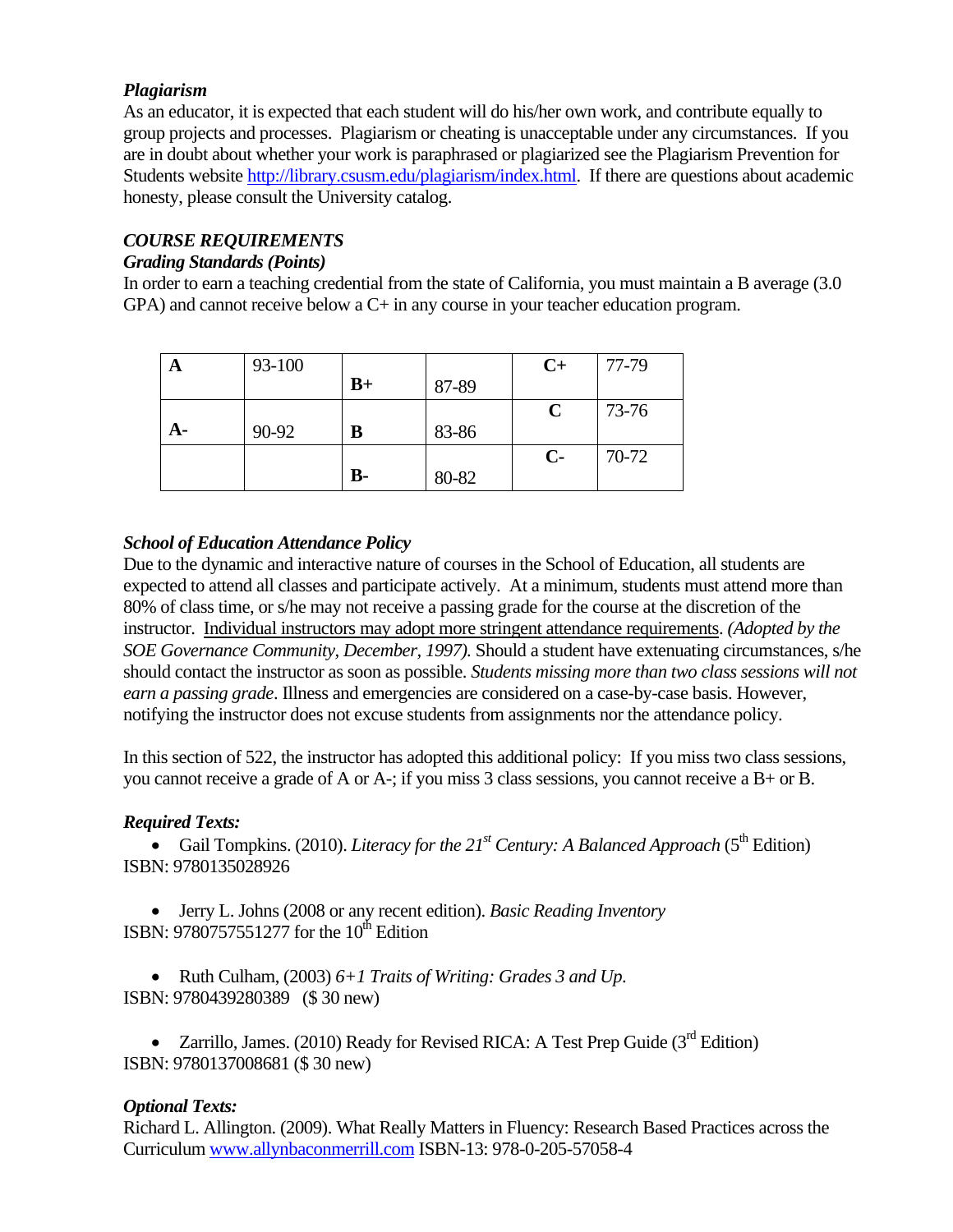***Plagiarism***

As an educator, it is expected that each student will do his/her own work, and contribute equally to group projects and processes. Plagiarism or cheating is unacceptable under any circumstances. If you are in doubt about whether your work is paraphrased or plagiarized see the Plagiarism Prevention for Students website http://library.csusm.edu/plagiarism/index.html. If there are questions about academic honesty, please consult the University catalog.

***COURSE REQUIREMENTS***

***Grading Standards (Points)***

In order to earn a teaching credential from the state of California, you must maintain a B average (3.0 GPA) and cannot receive below a C+ in any course in your teacher education program.

| | | | | | |
|---|---|---|---|---|---|
| **A** | 93-100 | **B+** | 87-89 | **C+** | 77-79 |
| **A-** | 90-92 | **B** | 83-86 | **C** | 73-76 |
| | | **B-** | 80-82 | **C-** | 70-72 |

***School of Education Attendance Policy***

Due to the dynamic and interactive nature of courses in the School of Education, all students are expected to attend all classes and participate actively. At a minimum, students must attend more than 80% of class time, or s/he may not receive a passing grade for the course at the discretion of the instructor. Individual instructors may adopt more stringent attendance requirements. *(Adopted by the SOE Governance Community, December, 1997).* Should a student have extenuating circumstances, s/he should contact the instructor as soon as possible. *Students missing more than two class sessions will not earn a passing grade*. Illness and emergencies are considered on a case-by-case basis. However, notifying the instructor does not excuse students from assignments nor the attendance policy.

In this section of 522, the instructor has adopted this additional policy: If you miss two class sessions, you cannot receive a grade of A or A-; if you miss 3 class sessions, you cannot receive a B+ or B.

***Required Texts:***

- Gail Tompkins. (2010). *Literacy for the 21st Century: A Balanced Approach* (5th Edition)
ISBN: 9780135028926

- Jerry L. Johns (2008 or any recent edition). *Basic Reading Inventory*
ISBN: 9780757551277 for the 10th Edition

- Ruth Culham, (2003) *6+1 Traits of Writing: Grades 3 and Up.*
ISBN: 9780439280389 ($ 30 new)

- Zarrillo, James. (2010) Ready for Revised RICA: A Test Prep Guide (3rd Edition)
ISBN: 9780137008681 ($ 30 new)

***Optional Texts:***

Richard L. Allington. (2009). What Really Matters in Fluency: Research Based Practices across the Curriculum www.allynbaconmerrill.com ISBN-13: 978-0-205-57058-4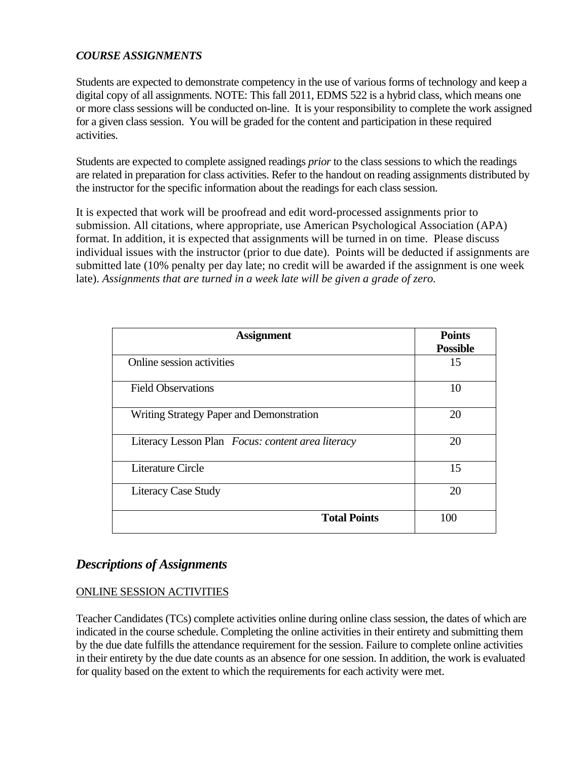***COURSE ASSIGNMENTS***

Students are expected to demonstrate competency in the use of various forms of technology and keep a digital copy of all assignments. NOTE: This fall 2011, EDMS 522 is a hybrid class, which means one or more class sessions will be conducted on-line. It is your responsibility to complete the work assigned for a given class session. You will be graded for the content and participation in these required activities.

Students are expected to complete assigned readings *prior* to the class sessions to which the readings are related in preparation for class activities. Refer to the handout on reading assignments distributed by the instructor for the specific information about the readings for each class session.

It is expected that work will be proofread and edit word-processed assignments prior to submission. All citations, where appropriate, use American Psychological Association (APA) format. In addition, it is expected that assignments will be turned in on time. Please discuss individual issues with the instructor (prior to due date). Points will be deducted if assignments are submitted late (10% penalty per day late; no credit will be awarded if the assignment is one week late). *Assignments that are turned in a week late will be given a grade of zero.*

| Assignment | Points Possible |
|---|---|
| Online session activities | 15 |
| Field Observations | 10 |
| Writing Strategy Paper and Demonstration | 20 |
| Literacy Lesson Plan *Focus: content area literacy* | 20 |
| Literature Circle | 15 |
| Literacy Case Study | 20 |
| **Total Points** | 100 |

## *Descriptions of Assignments*

ONLINE SESSION ACTIVITIES

Teacher Candidates (TCs) complete activities online during online class session, the dates of which are indicated in the course schedule. Completing the online activities in their entirety and submitting them by the due date fulfills the attendance requirement for the session. Failure to complete online activities in their entirety by the due date counts as an absence for one session. In addition, the work is evaluated for quality based on the extent to which the requirements for each activity were met.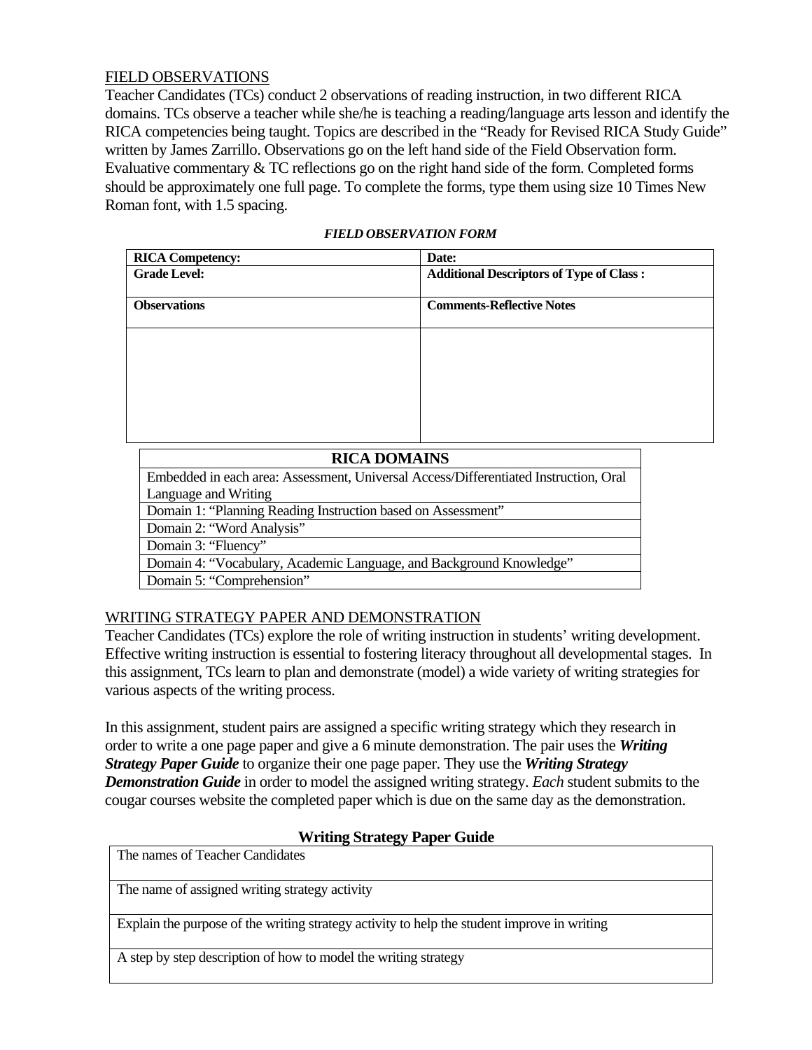FIELD OBSERVATIONS

Teacher Candidates (TCs) conduct 2 observations of reading instruction, in two different RICA domains. TCs observe a teacher while she/he is teaching a reading/language arts lesson and identify the RICA competencies being taught. Topics are described in the "Ready for Revised RICA Study Guide" written by James Zarrillo. Observations go on the left hand side of the Field Observation form. Evaluative commentary & TC reflections go on the right hand side of the form. Completed forms should be approximately one full page. To complete the forms, type them using size 10 Times New Roman font, with 1.5 spacing.

***FIELD OBSERVATION FORM***

| **RICA Competency:** | **Date:** |
|---|---|
| **Grade Level:** | **Additional Descriptors of Type of Class :** |
| **Observations** | **Comments-Reflective Notes** |
| | |

| **RICA DOMAINS** |
|---|
| Embedded in each area: Assessment, Universal Access/Differentiated Instruction, Oral Language and Writing |
| Domain 1: "Planning Reading Instruction based on Assessment" |
| Domain 2: "Word Analysis" |
| Domain 3: "Fluency" |
| Domain 4: "Vocabulary, Academic Language, and Background Knowledge" |
| Domain 5: "Comprehension" |

WRITING STRATEGY PAPER AND DEMONSTRATION

Teacher Candidates (TCs) explore the role of writing instruction in students' writing development. Effective writing instruction is essential to fostering literacy throughout all developmental stages. In this assignment, TCs learn to plan and demonstrate (model) a wide variety of writing strategies for various aspects of the writing process.

In this assignment, student pairs are assigned a specific writing strategy which they research in order to write a one page paper and give a 6 minute demonstration. The pair uses the ***Writing Strategy Paper Guide*** to organize their one page paper. They use the ***Writing Strategy Demonstration Guide*** in order to model the assigned writing strategy. *Each* student submits to the cougar courses website the completed paper which is due on the same day as the demonstration.

| **Writing Strategy Paper Guide** |
|---|
| The names of Teacher Candidates |
| The name of assigned writing strategy activity |
| Explain the purpose of the writing strategy activity to help the student improve in writing |
| A step by step description of how to model the writing strategy |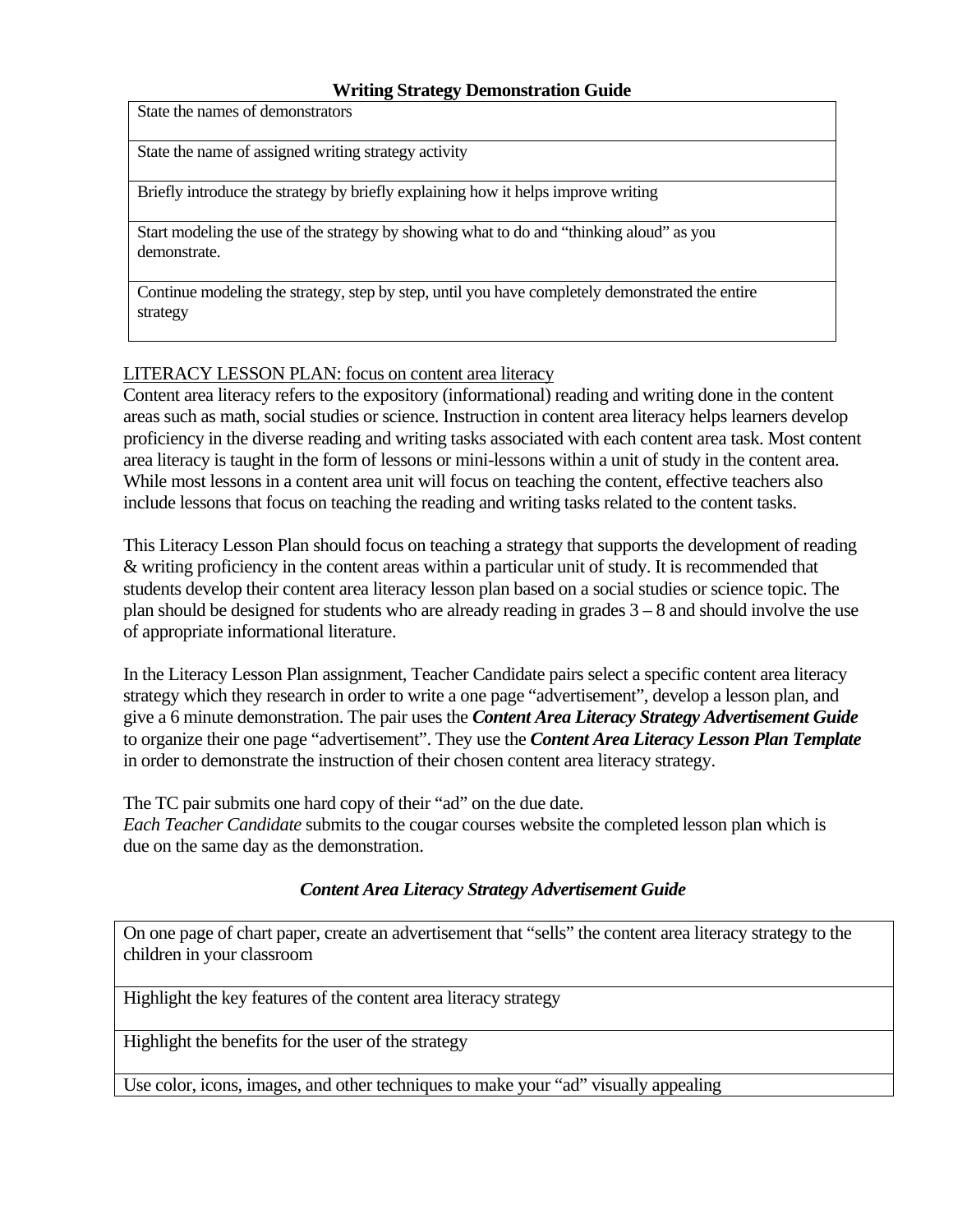## Writing Strategy Demonstration Guide

| State the names of demonstrators |
|---|
| State the name of assigned writing strategy activity |
| Briefly introduce the strategy by briefly explaining how it helps improve writing |
| Start modeling the use of the strategy by showing what to do and "thinking aloud" as you demonstrate. |
| Continue modeling the strategy, step by step, until you have completely demonstrated the entire strategy |

LITERACY LESSON PLAN: focus on content area literacy

Content area literacy refers to the expository (informational) reading and writing done in the content areas such as math, social studies or science. Instruction in content area literacy helps learners develop proficiency in the diverse reading and writing tasks associated with each content area task. Most content area literacy is taught in the form of lessons or mini-lessons within a unit of study in the content area. While most lessons in a content area unit will focus on teaching the content, effective teachers also include lessons that focus on teaching the reading and writing tasks related to the content tasks.

This Literacy Lesson Plan should focus on teaching a strategy that supports the development of reading & writing proficiency in the content areas within a particular unit of study. It is recommended that students develop their content area literacy lesson plan based on a social studies or science topic. The plan should be designed for students who are already reading in grades 3 – 8 and should involve the use of appropriate informational literature.

In the Literacy Lesson Plan assignment, Teacher Candidate pairs select a specific content area literacy strategy which they research in order to write a one page "advertisement", develop a lesson plan, and give a 6 minute demonstration. The pair uses the ***Content Area Literacy Strategy Advertisement Guide*** to organize their one page "advertisement". They use the ***Content Area Literacy Lesson Plan Template*** in order to demonstrate the instruction of their chosen content area literacy strategy.

The TC pair submits one hard copy of their "ad" on the due date.
*Each Teacher Candidate* submits to the cougar courses website the completed lesson plan which is due on the same day as the demonstration.

### *Content Area Literacy Strategy Advertisement Guide*

| On one page of chart paper, create an advertisement that "sells" the content area literacy strategy to the children in your classroom |
|---|
| Highlight the key features of the content area literacy strategy |
| Highlight the benefits for the user of the strategy |
| Use color, icons, images, and other techniques to make your "ad" visually appealing |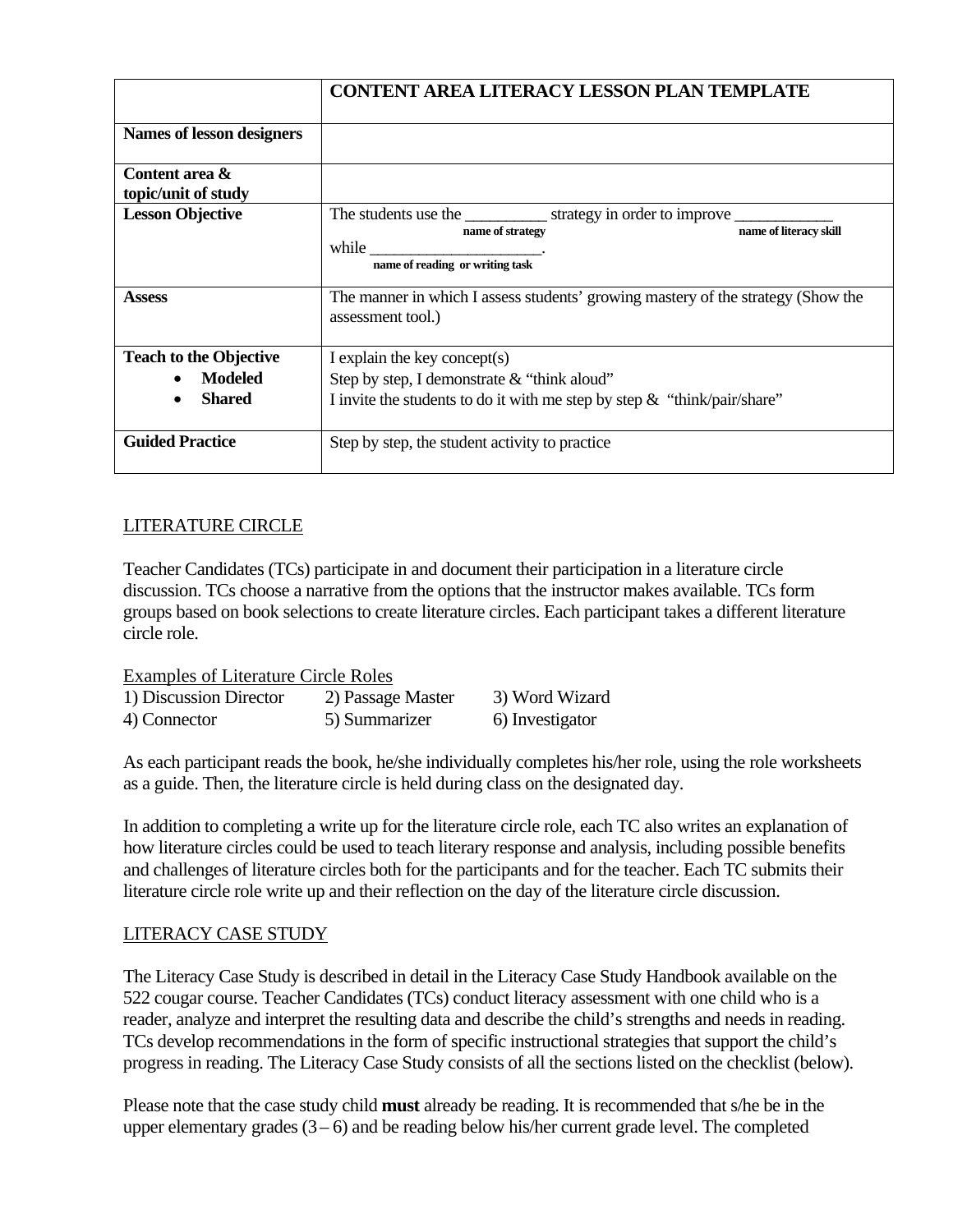| | CONTENT AREA LITERACY LESSON PLAN TEMPLATE |
|---|---|
| Names of lesson designers | |
| Content area & topic/unit of study | |
| Lesson Objective | The students use the __________ strategy in order to improve ____________ while ______________________. (name of strategy; name of literacy skill; name of reading or writing task) |
| Assess | The manner in which I assess students' growing mastery of the strategy (Show the assessment tool.) |
| Teach to the Objective<br>• Modeled<br>• Shared | I explain the key concept(s)<br>Step by step, I demonstrate & "think aloud"<br>I invite the students to do it with me step by step & "think/pair/share" |
| Guided Practice | Step by step, the student activity to practice |

## LITERATURE CIRCLE

Teacher Candidates (TCs) participate in and document their participation in a literature circle discussion. TCs choose a narrative from the options that the instructor makes available. TCs form groups based on book selections to create literature circles. Each participant takes a different literature circle role.

Examples of Literature Circle Roles

| | | |
|---|---|---|
| 1) Discussion Director | 2) Passage Master | 3) Word Wizard |
| 4) Connector | 5) Summarizer | 6) Investigator |

As each participant reads the book, he/she individually completes his/her role, using the role worksheets as a guide. Then, the literature circle is held during class on the designated day.

In addition to completing a write up for the literature circle role, each TC also writes an explanation of how literature circles could be used to teach literary response and analysis, including possible benefits and challenges of literature circles both for the participants and for the teacher. Each TC submits their literature circle role write up and their reflection on the day of the literature circle discussion.

## LITERACY CASE STUDY

The Literacy Case Study is described in detail in the Literacy Case Study Handbook available on the 522 cougar course. Teacher Candidates (TCs) conduct literacy assessment with one child who is a reader, analyze and interpret the resulting data and describe the child's strengths and needs in reading. TCs develop recommendations in the form of specific instructional strategies that support the child's progress in reading. The Literacy Case Study consists of all the sections listed on the checklist (below).

Please note that the case study child **must** already be reading. It is recommended that s/he be in the upper elementary grades (3 – 6) and be reading below his/her current grade level. The completed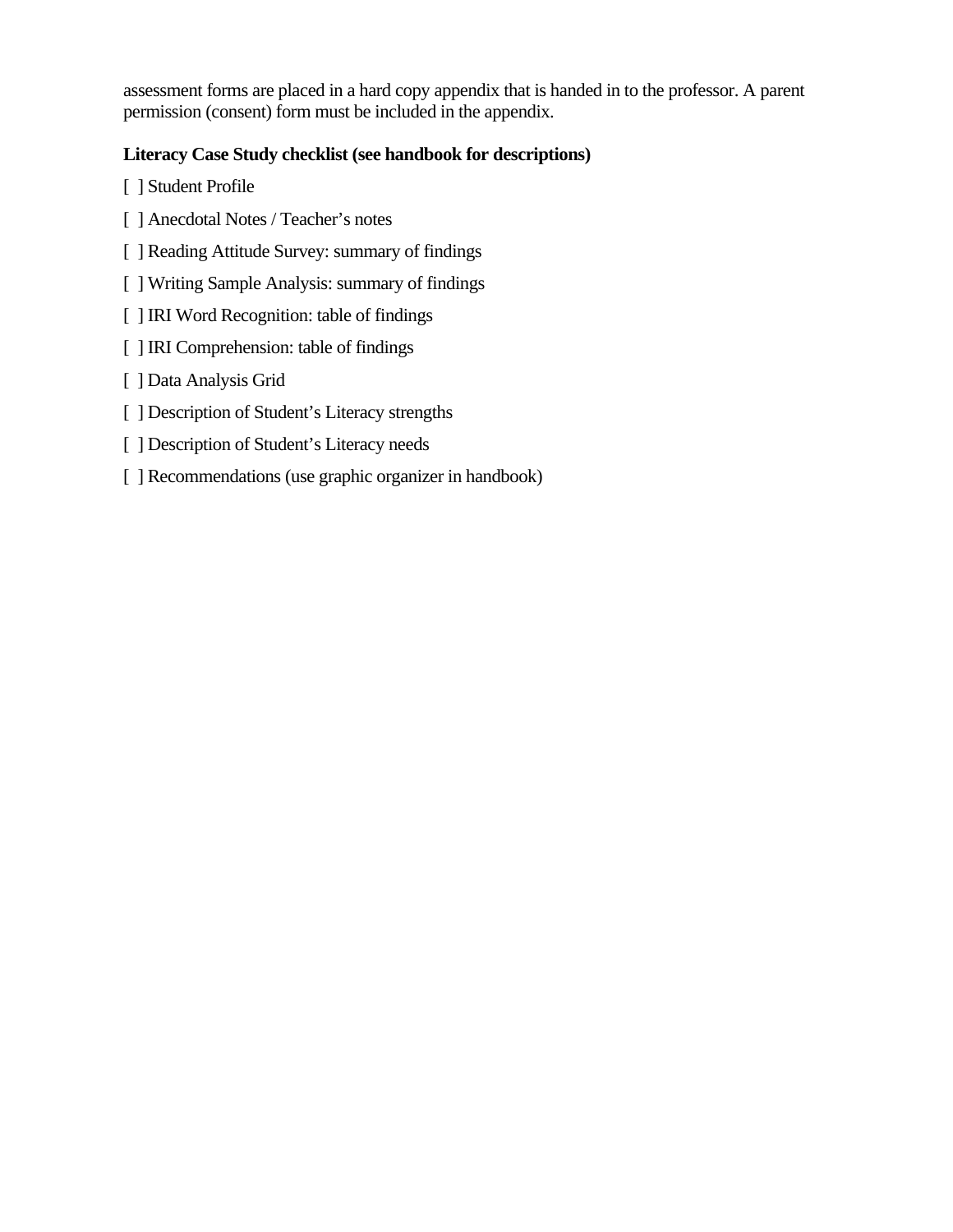assessment forms are placed in a hard copy appendix that is handed in to the professor. A parent permission (consent) form must be included in the appendix.

**Literacy Case Study checklist (see handbook for descriptions)**

[ ] Student Profile

[ ] Anecdotal Notes / Teacher's notes

[ ] Reading Attitude Survey: summary of findings

[ ] Writing Sample Analysis: summary of findings

[ ] IRI Word Recognition: table of findings

[ ] IRI Comprehension: table of findings

[ ] Data Analysis Grid

[ ] Description of Student's Literacy strengths

[ ] Description of Student's Literacy needs

[ ] Recommendations (use graphic organizer in handbook)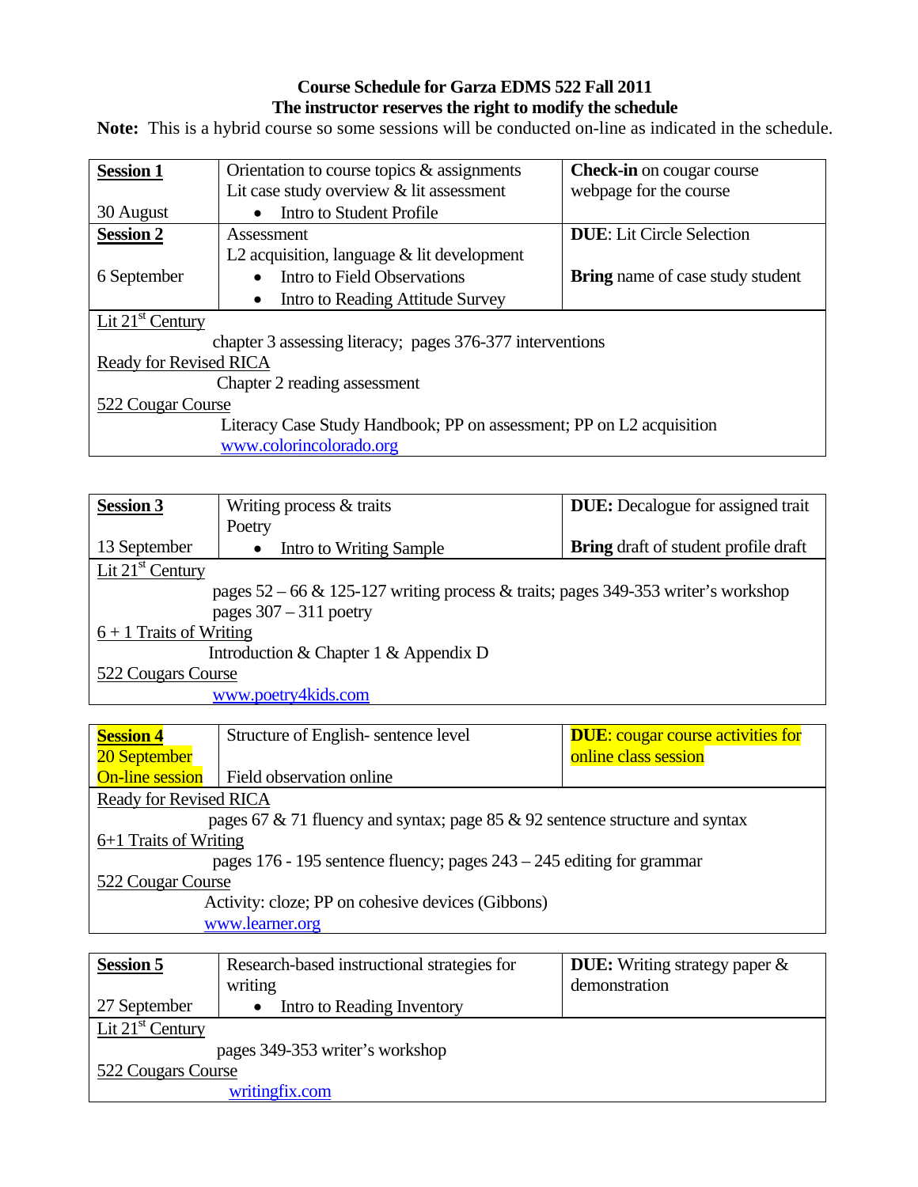**Course Schedule for Garza EDMS 522 Fall 2011**
**The instructor reserves the right to modify the schedule**

**Note:** This is a hybrid course so some sessions will be conducted on-line as indicated in the schedule.

| **Session 1**<br><br>30 August | Orientation to course topics & assignments<br>Lit case study overview & lit assessment<br>• Intro to Student Profile | **Check-in** on cougar course webpage for the course |
|---|---|---|
| **Session 2**<br><br>6 September | Assessment<br>L2 acquisition, language & lit development<br>• Intro to Field Observations<br>• Intro to Reading Attitude Survey | **DUE**: Lit Circle Selection<br><br>**Bring** name of case study student |
| Lit 21st Century<br>chapter 3 assessing literacy; pages 376-377 interventions<br>Ready for Revised RICA<br>Chapter 2 reading assessment<br>522 Cougar Course<br>Literacy Case Study Handbook; PP on assessment; PP on L2 acquisition<br>www.colorincolorado.org | | |

| **Session 3**<br><br>13 September | Writing process & traits<br>Poetry<br>• Intro to Writing Sample | **DUE:** Decalogue for assigned trait<br><br>**Bring** draft of student profile draft |
|---|---|---|
| Lit 21st Century<br>pages 52 – 66 & 125-127 writing process & traits; pages 349-353 writer's workshop<br>pages 307 – 311 poetry<br>6 + 1 Traits of Writing<br>Introduction & Chapter 1 & Appendix D<br>522 Cougars Course<br>www.poetry4kids.com | | |

| **Session 4**<br>20 September<br>On-line session | Structure of English- sentence level<br><br>Field observation online | **DUE**: cougar course activities for online class session |
|---|---|---|
| Ready for Revised RICA<br>pages 67 & 71 fluency and syntax; page 85 & 92 sentence structure and syntax<br>6+1 Traits of Writing<br>pages 176 - 195 sentence fluency; pages 243 – 245 editing for grammar<br>522 Cougar Course<br>Activity: cloze; PP on cohesive devices (Gibbons)<br>www.learner.org | | |

| **Session 5**<br><br>27 September | Research-based instructional strategies for writing<br>• Intro to Reading Inventory | **DUE:** Writing strategy paper & demonstration |
|---|---|---|
| Lit 21st Century<br>pages 349-353 writer's workshop<br>522 Cougars Course<br>writingfix.com | | |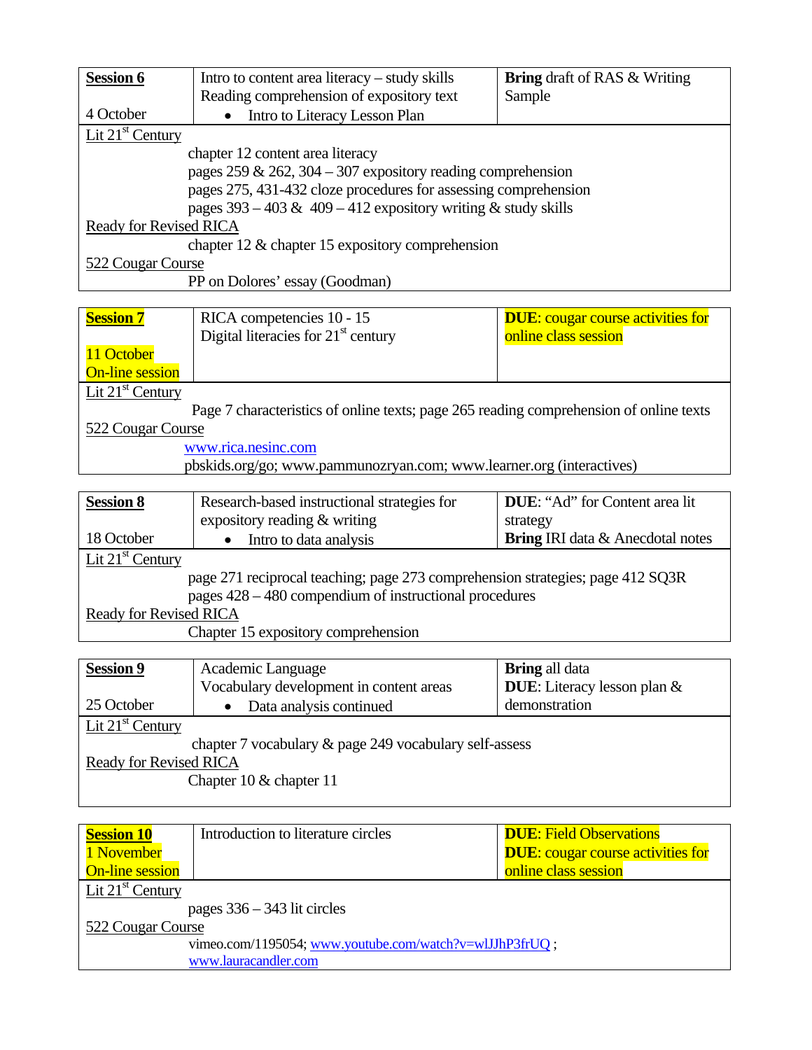| **Session 6**<br><br>4 October | Intro to content area literacy – study skills<br>Reading comprehension of expository text<br>• Intro to Literacy Lesson Plan | **Bring** draft of RAS & Writing Sample |
|---|---|---|

Lit 21st Century

- chapter 12 content area literacy
- pages 259 & 262, 304 – 307 expository reading comprehension
- pages 275, 431-432 cloze procedures for assessing comprehension
- pages 393 – 403 & 409 – 412 expository writing & study skills

Ready for Revised RICA

- chapter 12 & chapter 15 expository comprehension

522 Cougar Course

- PP on Dolores' essay (Goodman)

| **Session 7**<br><br>11 October<br>On-line session | RICA competencies 10 - 15<br>Digital literacies for 21st century | **DUE**: cougar course activities for online class session |
|---|---|---|

Lit 21st Century

- Page 7 characteristics of online texts; page 265 reading comprehension of online texts

522 Cougar Course

- www.rica.nesinc.com
- pbskids.org/go; www.pammunozryan.com; www.learner.org (interactives)

| **Session 8**<br><br>18 October | Research-based instructional strategies for expository reading & writing<br>• Intro to data analysis | **DUE**: "Ad" for Content area lit strategy<br>**Bring** IRI data & Anecdotal notes |
|---|---|---|

Lit 21st Century

- page 271 reciprocal teaching; page 273 comprehension strategies; page 412 SQ3R
- pages 428 – 480 compendium of instructional procedures

Ready for Revised RICA

- Chapter 15 expository comprehension

| **Session 9**<br><br>25 October | Academic Language<br>Vocabulary development in content areas<br>• Data analysis continued | **Bring** all data<br>**DUE**: Literacy lesson plan & demonstration |
|---|---|---|

Lit 21st Century

- chapter 7 vocabulary & page 249 vocabulary self-assess

Ready for Revised RICA

- Chapter 10 & chapter 11

| **Session 10**<br>1 November<br>On-line session | Introduction to literature circles | **DUE**: Field Observations<br>**DUE**: cougar course activities for online class session |
|---|---|---|

Lit 21st Century

- pages 336 – 343 lit circles

522 Cougar Course

- vimeo.com/1195054; www.youtube.com/watch?v=wlJJhP3frUQ ; www.lauracandler.com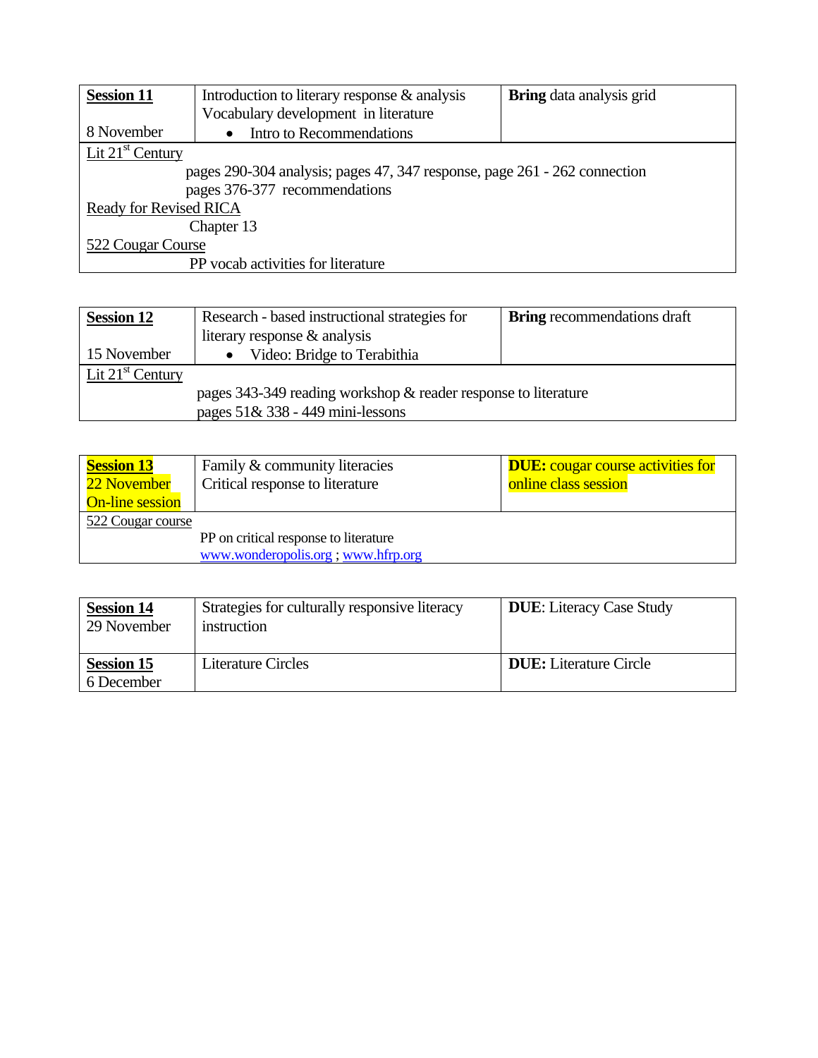| | | |
|---|---|---|
| **Session 11**<br><br>8 November | Introduction to literary response & analysis<br>Vocabulary development in literature<br>• Intro to Recommendations | **Bring** data analysis grid |
| Lit 21st Century<br>pages 290-304 analysis; pages 47, 347 response, page 261 - 262 connection<br>pages 376-377 recommendations<br>Ready for Revised RICA<br>Chapter 13<br>522 Cougar Course<br>PP vocab activities for literature | | |

| | | |
|---|---|---|
| **Session 12**<br><br>15 November | Research - based instructional strategies for literary response & analysis<br>• Video: Bridge to Terabithia | **Bring** recommendations draft |
| Lit 21st Century<br>pages 343-349 reading workshop & reader response to literature<br>pages 51& 338 - 449 mini-lessons | | |

| | | |
|---|---|---|
| **Session 13**<br>22 November<br>On-line session | Family & community literacies<br>Critical response to literature | **DUE:** cougar course activities for online class session |
| 522 Cougar course<br>PP on critical response to literature<br>www.wonderopolis.org ; www.hfrp.org | | |

| | | |
|---|---|---|
| **Session 14**<br>29 November | Strategies for culturally responsive literacy instruction | **DUE**: Literacy Case Study |
| **Session 15**<br>6 December | Literature Circles | **DUE:** Literature Circle |